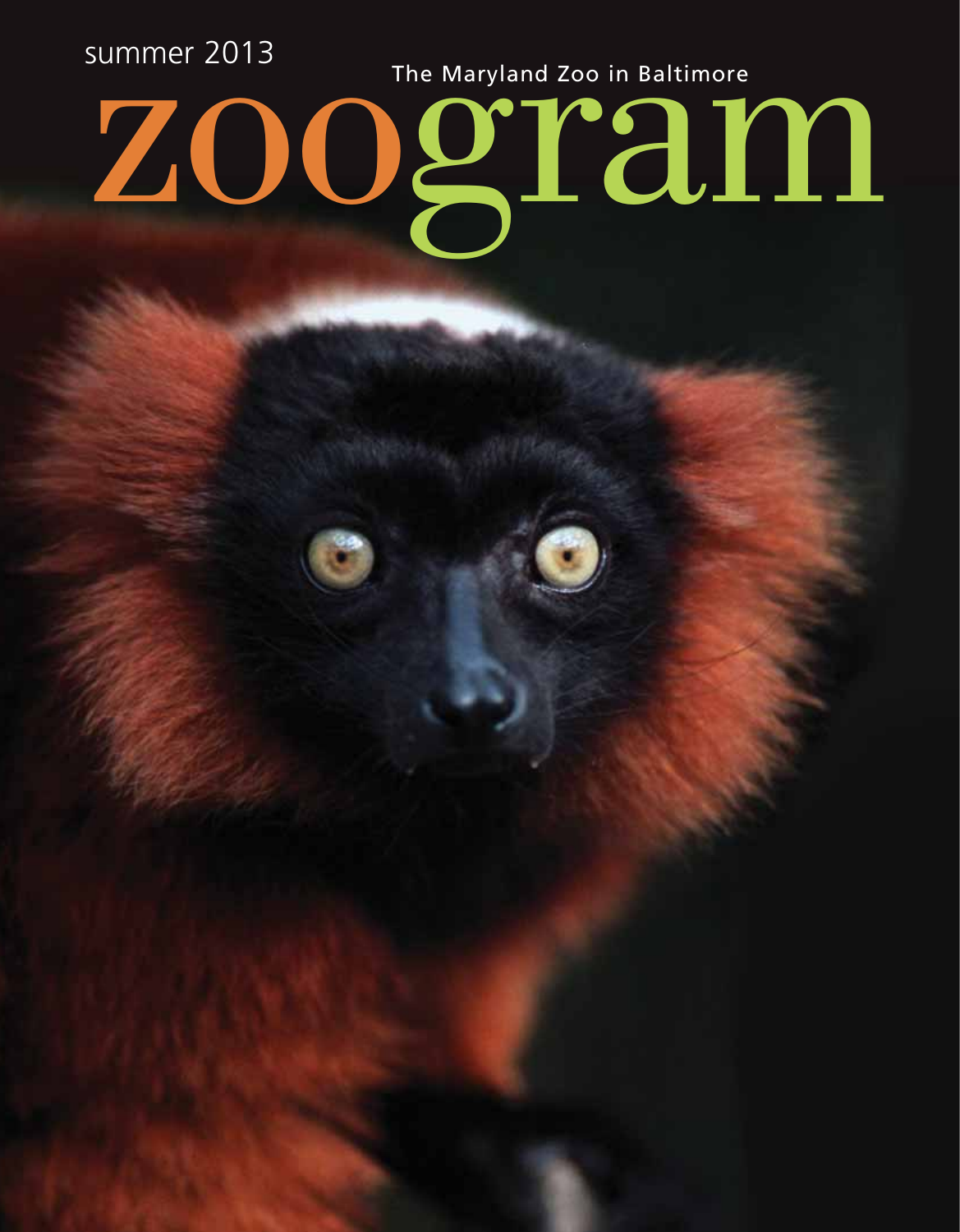summer 2013

The Maryland Zoo in Baltimore

# zoogram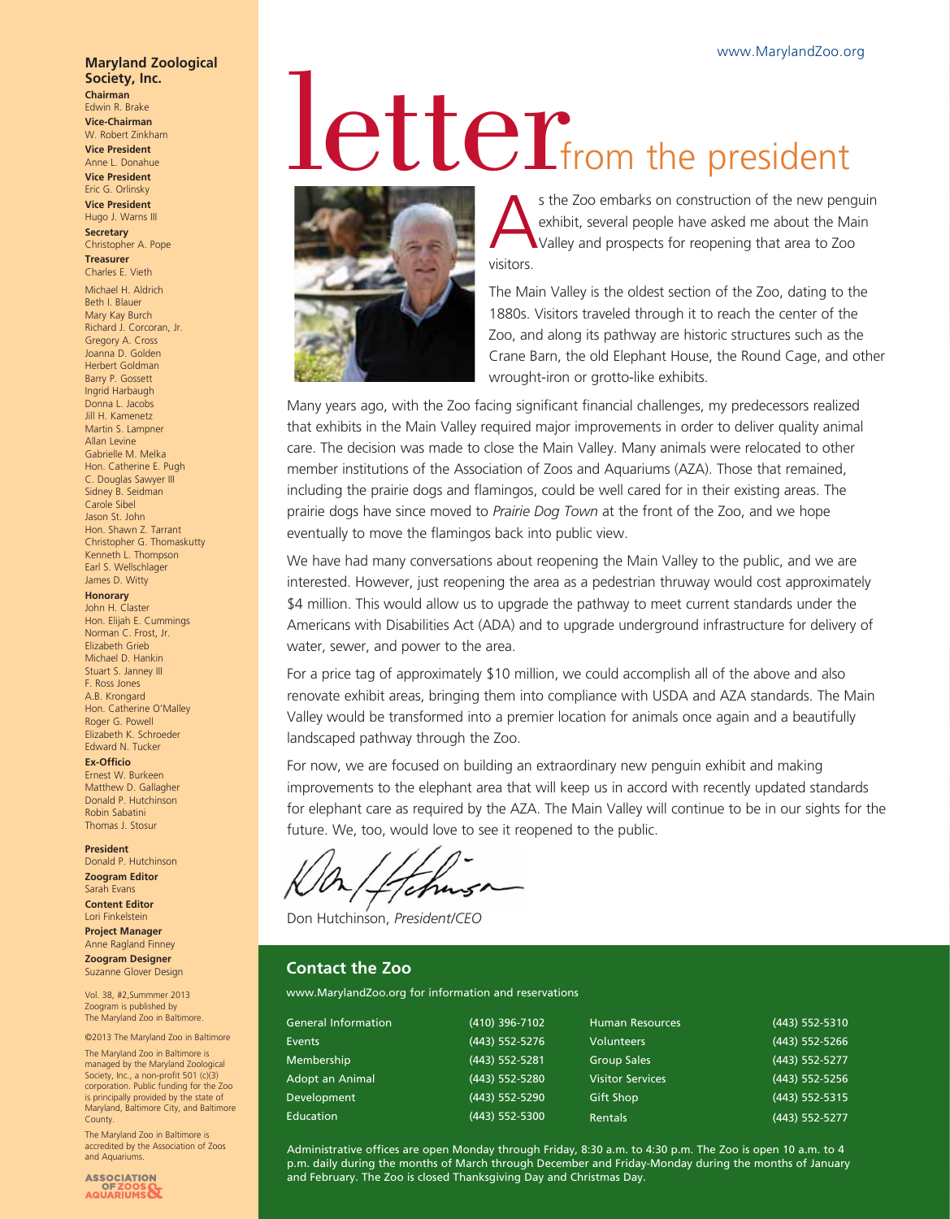www.MarylandZoo.org

# letter from the president

As the Zoo embarks on construction of the new penguin exhibit, several people have asked me about the Main Valley and prospects for reopening that area to Zoo visitors.

The Main Valley is the oldest section of the Zoo, dating to the 1880s. Visitors traveled through it to reach the center of the Zoo, and along its pathway are historic structures such as the Crane Barn, the old Elephant House, the Round Cage, and other wrought-iron or grotto-like exhibits.

Many years ago, with the Zoo facing significant financial challenges, my predecessors realized that exhibits in the Main Valley required major improvements in order to deliver quality animal care. The decision was made to close the Main Valley. Many animals were relocated to other member institutions of the Association of Zoos and Aquariums (AZA). Those that remained, including the prairie dogs and flamingos, could be well cared for in their existing areas. The prairie dogs have since moved to *Prairie Dog Town* at the front of the Zoo, and we hope eventually to move the flamingos back into public view.

We have had many conversations about reopening the Main Valley to the public, and we are interested. However, just reopening the area as a pedestrian thruway would cost approximately $4 million. This would allow us to upgrade the pathway to meet current standards under the Americans with Disabilities Act (ADA) and to upgrade underground infrastructure for delivery of water, sewer, and power to the area.

For a price tag of approximately $10 million, we could accomplish all of the above and also renovate exhibit areas, bringing them into compliance with USDA and AZA standards. The Main Valley would be transformed into a premier location for animals once again and a beautifully landscaped pathway through the Zoo.

For now, we are focused on building an extraordinary new penguin exhibit and making improvements to the elephant area that will keep us in accord with recently updated standards for elephant care as required by the AZA. The Main Valley will continue to be in our sights for the future. We, too, would love to see it reopened to the public.

Don Hutchinson, *President/CEO*

## Contact the Zoo

www.MarylandZoo.org for information and reservations

| | | | |
|---|---|---|---|
| General Information | (410) 396-7102 | Human Resources | (443) 552-5310 |
| Events | (443) 552-5276 | Volunteers | (443) 552-5266 |
| Membership | (443) 552-5281 | Group Sales | (443) 552-5277 |
| Adopt an Animal | (443) 552-5280 | Visitor Services | (443) 552-5256 |
| Development | (443) 552-5290 | Gift Shop | (443) 552-5315 |
| Education | (443) 552-5300 | Rentals | (443) 552-5277 |

Administrative offices are open Monday through Friday, 8:30 a.m. to 4:30 p.m. The Zoo is open 10 a.m. to 4 p.m. daily during the months of March through December and Friday-Monday during the months of January and February. The Zoo is closed Thanksgiving Day and Christmas Day.

**Maryland Zoological Society, Inc.**

**Chairman**
Edwin R. Brake

**Vice-Chairman**
W. Robert Zinkham

**Vice President**
Anne L. Donahue

**Vice President**
Eric G. Orlinsky

**Vice President**
Hugo J. Warns III

**Secretary**
Christopher A. Pope

**Treasurer**
Charles E. Vieth

Michael H. Aldrich
Beth I. Blauer
Mary Kay Burch
Richard J. Corcoran, Jr.
Gregory A. Cross
Joanna D. Golden
Herbert Goldman
Barry P. Gossett
Ingrid Harbaugh
Donna L. Jacobs
Jill H. Kamenetz
Martin S. Lampner
Allan Levine
Gabrielle M. Melka
Hon. Catherine E. Pugh
C. Douglas Sawyer III
Sidney B. Seidman
Carole Sibel
Jason St. John
Hon. Shawn Z. Tarrant
Christopher G. Thomaskutty
Kenneth L. Thompson
Earl S. Wellschlager
James D. Witty

**Honorary**
John H. Claster
Hon. Elijah E. Cummings
Norman C. Frost, Jr.
Elizabeth Grieb
Michael D. Hankin
Stuart S. Janney III
F. Ross Jones
A.B. Krongard
Hon. Catherine O'Malley
Roger G. Powell
Elizabeth K. Schroeder
Edward N. Tucker

**Ex-Officio**
Ernest W. Burkeen
Matthew D. Gallagher
Donald P. Hutchinson
Robin Sabatini
Thomas J. Stosur

**President**
Donald P. Hutchinson

**Zoogram Editor**
Sarah Evans

**Content Editor**
Lori Finkelstein

**Project Manager**
Anne Ragland Finney

**Zoogram Designer**
Suzanne Glover Design

Vol. 38, #2, Summer 2013
Zoogram is published by
The Maryland Zoo in Baltimore.

©2013 The Maryland Zoo in Baltimore

The Maryland Zoo in Baltimore is managed by the Maryland Zoological Society, Inc., a non-profit 501 (c)(3) corporation. Public funding for the Zoo is principally provided by the state of Maryland, Baltimore City, and Baltimore County.

The Maryland Zoo in Baltimore is accredited by the Association of Zoos and Aquariums.

ASSOCIATION OF ZOOS & AQUARIUMS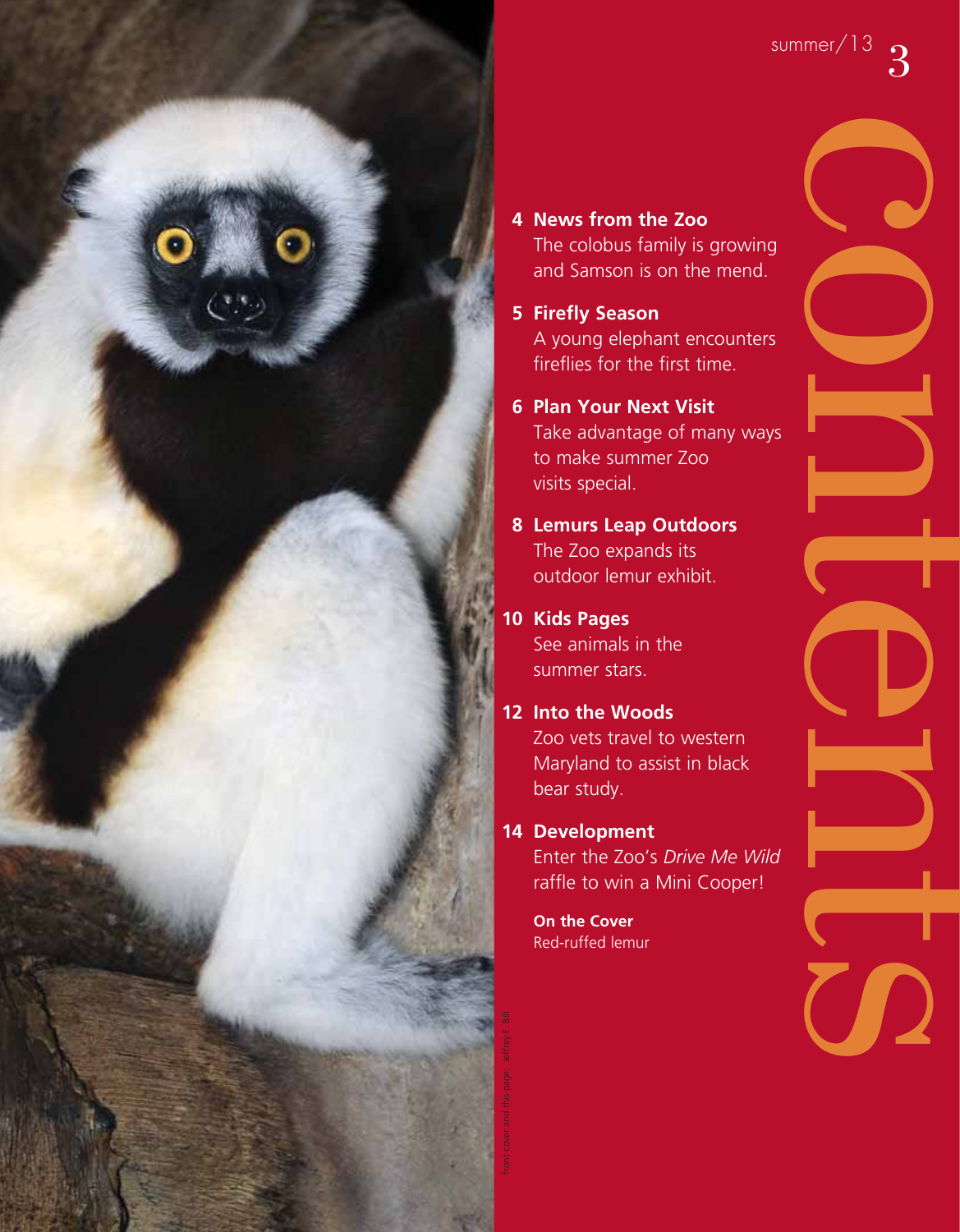# contents

summer/13

**4 News from the Zoo**
The colobus family is growing and Samson is on the mend.

**5 Firefly Season**
A young elephant encounters fireflies for the first time.

**6 Plan Your Next Visit**
Take advantage of many ways to make summer Zoo visits special.

**8 Lemurs Leap Outdoors**
The Zoo expands its outdoor lemur exhibit.

**10 Kids Pages**
See animals in the summer stars.

**12 Into the Woods**
Zoo vets travel to western Maryland to assist in black bear study.

**14 Development**
Enter the Zoo's *Drive Me Wild* raffle to win a Mini Cooper!

**On the Cover**
Red-ruffed lemur

front cover and this page: Jeffrey F. Bill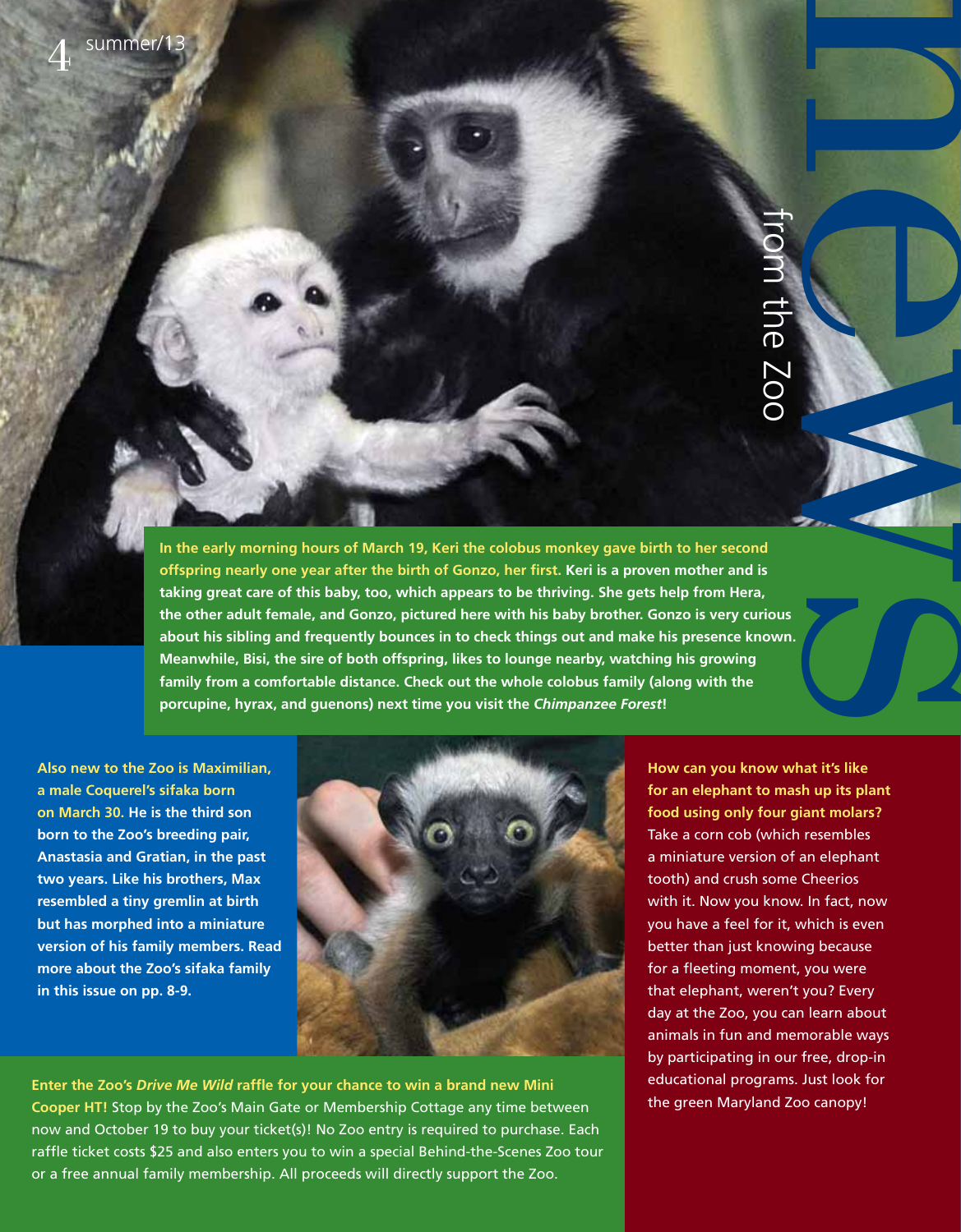# news from the Zoo

**In the early morning hours of March 19, Keri the colobus monkey gave birth to her second offspring nearly one year after the birth of Gonzo, her first. Keri is a proven mother and is taking great care of this baby, too, which appears to be thriving. She gets help from Hera, the other adult female, and Gonzo, pictured here with his baby brother. Gonzo is very curious about his sibling and frequently bounces in to check things out and make his presence known. Meanwhile, Bisi, the sire of both offspring, likes to lounge nearby, watching his growing family from a comfortable distance. Check out the whole colobus family (along with the porcupine, hyrax, and guenons) next time you visit the *Chimpanzee Forest*!**

**Also new to the Zoo is Maximilian, a male Coquerel's sifaka born on March 30. He is the third son born to the Zoo's breeding pair, Anastasia and Gratian, in the past two years. Like his brothers, Max resembled a tiny gremlin at birth but has morphed into a miniature version of his family members. Read more about the Zoo's sifaka family in this issue on pp. 8-9.**

**Enter the Zoo's *Drive Me Wild* raffle for your chance to win a brand new Mini Cooper HT!** Stop by the Zoo's Main Gate or Membership Cottage any time between now and October 19 to buy your ticket(s)! No Zoo entry is required to purchase. Each raffle ticket costs $25 and also enters you to win a special Behind-the-Scenes Zoo tour or a free annual family membership. All proceeds will directly support the Zoo.

**How can you know what it's like for an elephant to mash up its plant food using only four giant molars?** Take a corn cob (which resembles a miniature version of an elephant tooth) and crush some Cheerios with it. Now you know. In fact, now you have a feel for it, which is even better than just knowing because for a fleeting moment, you were that elephant, weren't you? Every day at the Zoo, you can learn about animals in fun and memorable ways by participating in our free, drop-in educational programs. Just look for the green Maryland Zoo canopy!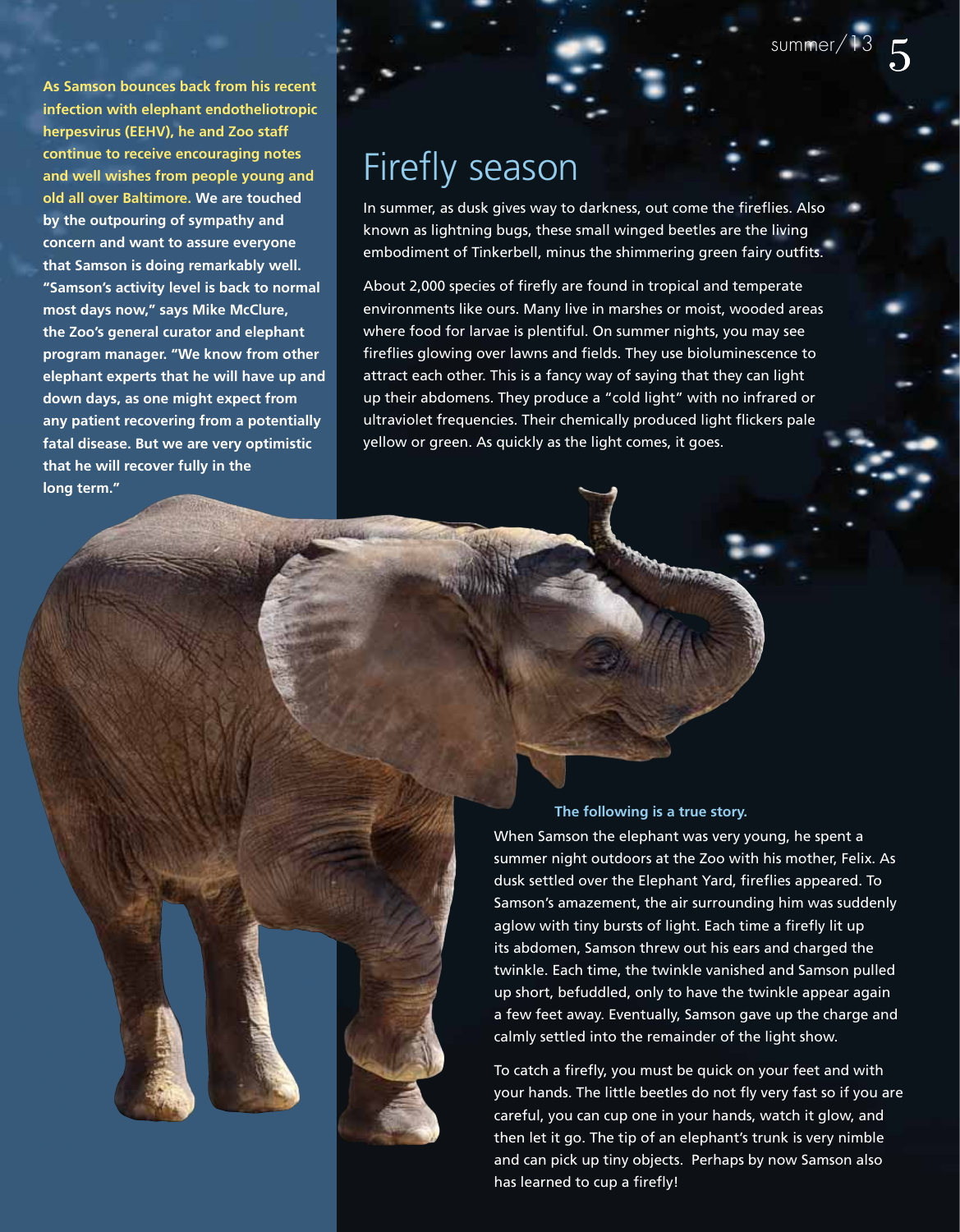**As Samson bounces back from his recent infection with elephant endotheliotropic herpesvirus (EEHV), he and Zoo staff continue to receive encouraging notes and well wishes from people young and old all over Baltimore.** **We are touched by the outpouring of sympathy and concern and want to assure everyone that Samson is doing remarkably well. "Samson's activity level is back to normal most days now," says Mike McClure, the Zoo's general curator and elephant program manager. "We know from other elephant experts that he will have up and down days, as one might expect from any patient recovering from a potentially fatal disease. But we are very optimistic that he will recover fully in the long term."**

# Firefly season

In summer, as dusk gives way to darkness, out come the fireflies. Also known as lightning bugs, these small winged beetles are the living embodiment of Tinkerbell, minus the shimmering green fairy outfits.

About 2,000 species of firefly are found in tropical and temperate environments like ours. Many live in marshes or moist, wooded areas where food for larvae is plentiful. On summer nights, you may see fireflies glowing over lawns and fields. They use bioluminescence to attract each other. This is a fancy way of saying that they can light up their abdomens. They produce a "cold light" with no infrared or ultraviolet frequencies. Their chemically produced light flickers pale yellow or green. As quickly as the light comes, it goes.

**The following is a true story.**

When Samson the elephant was very young, he spent a summer night outdoors at the Zoo with his mother, Felix. As dusk settled over the Elephant Yard, fireflies appeared. To Samson's amazement, the air surrounding him was suddenly aglow with tiny bursts of light. Each time a firefly lit up its abdomen, Samson threw out his ears and charged the twinkle. Each time, the twinkle vanished and Samson pulled up short, befuddled, only to have the twinkle appear again a few feet away. Eventually, Samson gave up the charge and calmly settled into the remainder of the light show.

To catch a firefly, you must be quick on your feet and with your hands. The little beetles do not fly very fast so if you are careful, you can cup one in your hands, watch it glow, and then let it go. The tip of an elephant's trunk is very nimble and can pick up tiny objects. Perhaps by now Samson also has learned to cup a firefly!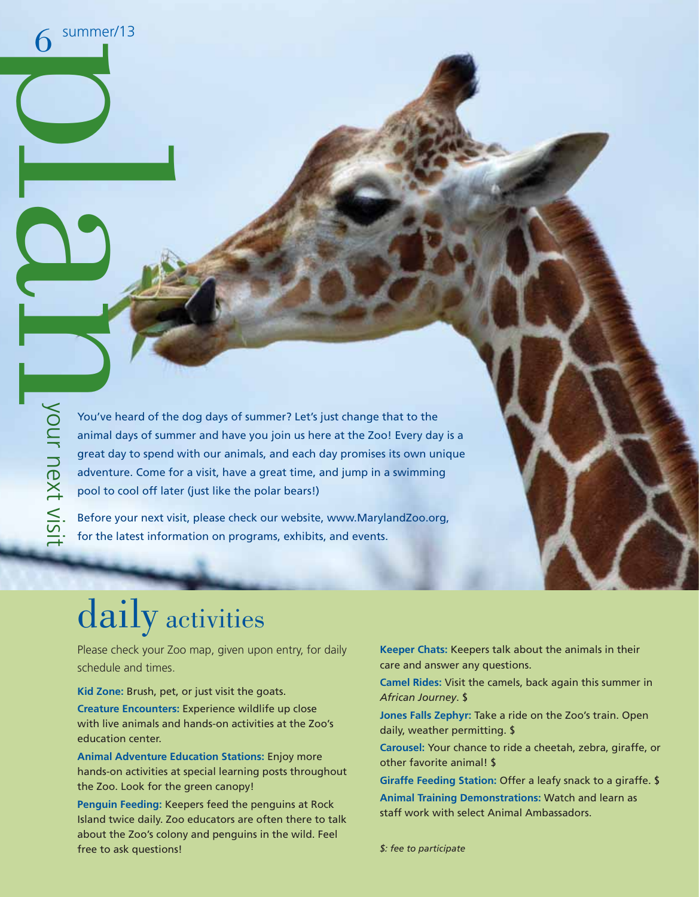# plan

## your next visit

You've heard of the dog days of summer? Let's just change that to the animal days of summer and have you join us here at the Zoo! Every day is a great day to spend with our animals, and each day promises its own unique adventure. Come for a visit, have a great time, and jump in a swimming pool to cool off later (just like the polar bears!)

Before your next visit, please check our website, www.MarylandZoo.org, for the latest information on programs, exhibits, and events.

## daily activities

Please check your Zoo map, given upon entry, for daily schedule and times.

**Kid Zone:** Brush, pet, or just visit the goats.

**Creature Encounters:** Experience wildlife up close with live animals and hands-on activities at the Zoo's education center.

**Animal Adventure Education Stations:** Enjoy more hands-on activities at special learning posts throughout the Zoo. Look for the green canopy!

**Penguin Feeding:** Keepers feed the penguins at Rock Island twice daily. Zoo educators are often there to talk about the Zoo's colony and penguins in the wild. Feel free to ask questions!

**Keeper Chats:** Keepers talk about the animals in their care and answer any questions.

**Camel Rides:** Visit the camels, back again this summer in *African Journey*. $

**Jones Falls Zephyr:** Take a ride on the Zoo's train. Open daily, weather permitting. $

**Carousel:** Your chance to ride a cheetah, zebra, giraffe, or other favorite animal! $

**Giraffe Feeding Station:** Offer a leafy snack to a giraffe. $

**Animal Training Demonstrations:** Watch and learn as staff work with select Animal Ambassadors.

*$: fee to participate*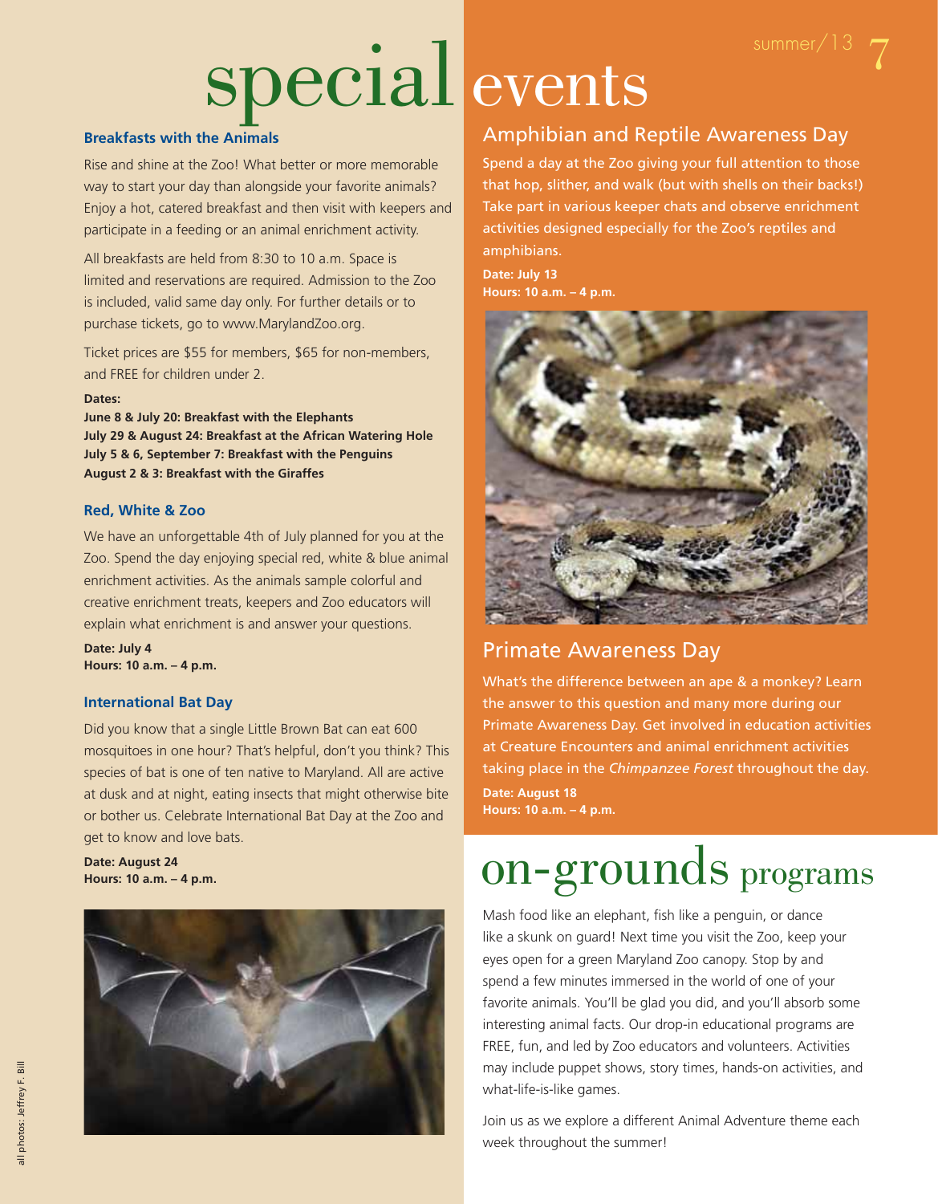# special events

### Breakfasts with the Animals

Rise and shine at the Zoo! What better or more memorable way to start your day than alongside your favorite animals? Enjoy a hot, catered breakfast and then visit with keepers and participate in a feeding or an animal enrichment activity.

All breakfasts are held from 8:30 to 10 a.m. Space is limited and reservations are required. Admission to the Zoo is included, valid same day only. For further details or to purchase tickets, go to www.MarylandZoo.org.

Ticket prices are $55 for members, $65 for non-members, and FREE for children under 2.

**Dates:**
**June 8 & July 20: Breakfast with the Elephants**
**July 29 & August 24: Breakfast at the African Watering Hole**
**July 5 & 6, September 7: Breakfast with the Penguins**
**August 2 & 3: Breakfast with the Giraffes**

### Red, White & Zoo

We have an unforgettable 4th of July planned for you at the Zoo. Spend the day enjoying special red, white & blue animal enrichment activities. As the animals sample colorful and creative enrichment treats, keepers and Zoo educators will explain what enrichment is and answer your questions.

**Date: July 4**
**Hours: 10 a.m. – 4 p.m.**

### International Bat Day

Did you know that a single Little Brown Bat can eat 600 mosquitoes in one hour? That's helpful, don't you think? This species of bat is one of ten native to Maryland. All are active at dusk and at night, eating insects that might otherwise bite or bother us. Celebrate International Bat Day at the Zoo and get to know and love bats.

**Date: August 24**
**Hours: 10 a.m. – 4 p.m.**

all photos: Jeffrey F. Bill

## Amphibian and Reptile Awareness Day

Spend a day at the Zoo giving your full attention to those that hop, slither, and walk (but with shells on their backs!) Take part in various keeper chats and observe enrichment activities designed especially for the Zoo's reptiles and amphibians.

**Date: July 13**
**Hours: 10 a.m. – 4 p.m.**

## Primate Awareness Day

What's the difference between an ape & a monkey? Learn the answer to this question and many more during our Primate Awareness Day. Get involved in education activities at Creature Encounters and animal enrichment activities taking place in the *Chimpanzee Forest* throughout the day.

**Date: August 18**
**Hours: 10 a.m. – 4 p.m.**

# on-grounds programs

Mash food like an elephant, fish like a penguin, or dance like a skunk on guard! Next time you visit the Zoo, keep your eyes open for a green Maryland Zoo canopy. Stop by and spend a few minutes immersed in the world of one of your favorite animals. You'll be glad you did, and you'll absorb some interesting animal facts. Our drop-in educational programs are FREE, fun, and led by Zoo educators and volunteers. Activities may include puppet shows, story times, hands-on activities, and what-life-is-like games.

Join us as we explore a different Animal Adventure theme each week throughout the summer!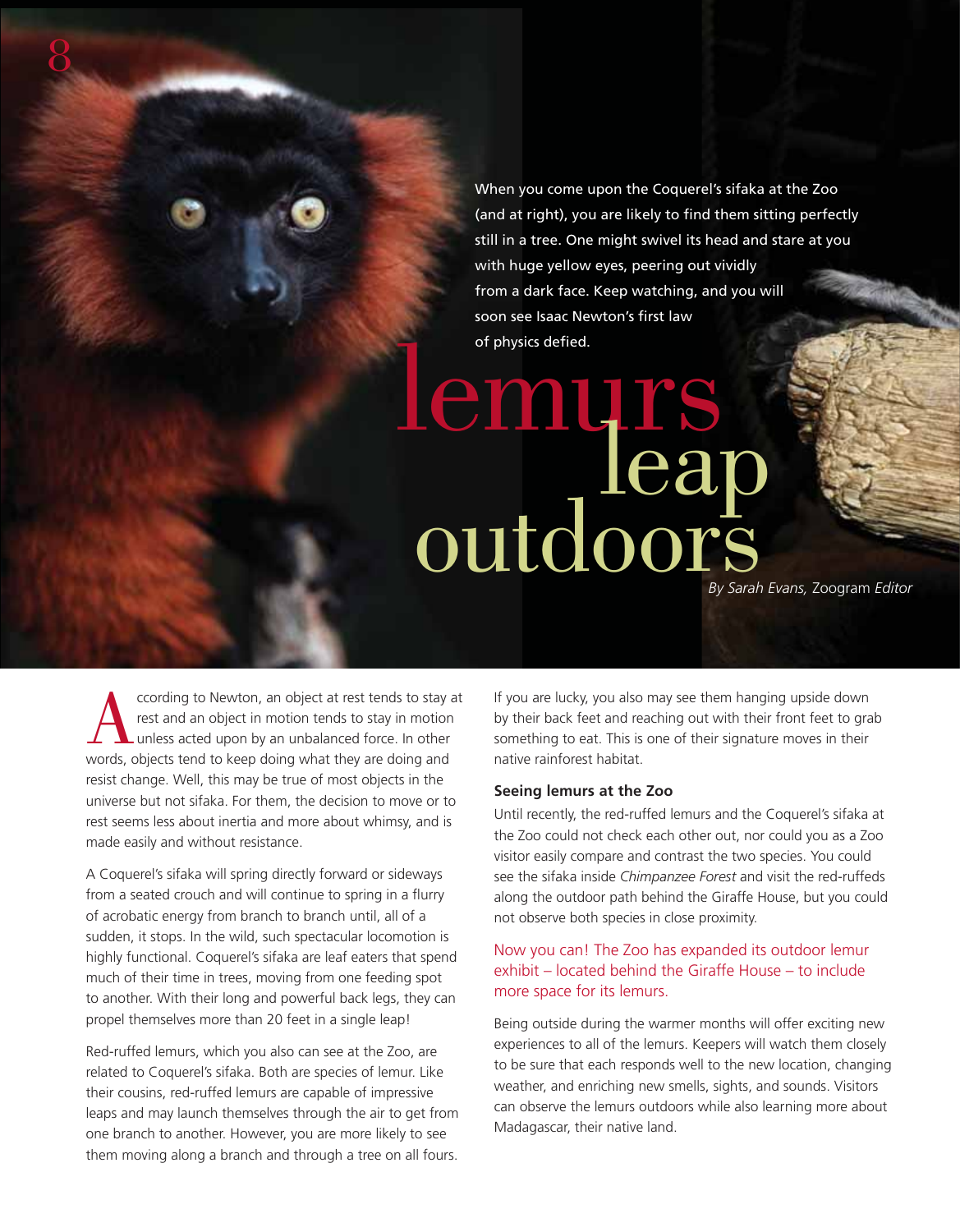# lemurs leap outdoors

*By Sarah Evans,* Zoogram *Editor*

When you come upon the Coquerel's sifaka at the Zoo (and at right), you are likely to find them sitting perfectly still in a tree. One might swivel its head and stare at you with huge yellow eyes, peering out vividly from a dark face. Keep watching, and you will soon see Isaac Newton's first law of physics defied.

According to Newton, an object at rest tends to stay at rest and an object in motion tends to stay in motion unless acted upon by an unbalanced force. In other words, objects tend to keep doing what they are doing and resist change. Well, this may be true of most objects in the universe but not sifaka. For them, the decision to move or to rest seems less about inertia and more about whimsy, and is made easily and without resistance.

A Coquerel's sifaka will spring directly forward or sideways from a seated crouch and will continue to spring in a flurry of acrobatic energy from branch to branch until, all of a sudden, it stops. In the wild, such spectacular locomotion is highly functional. Coquerel's sifaka are leaf eaters that spend much of their time in trees, moving from one feeding spot to another. With their long and powerful back legs, they can propel themselves more than 20 feet in a single leap!

Red-ruffed lemurs, which you also can see at the Zoo, are related to Coquerel's sifaka. Both are species of lemur. Like their cousins, red-ruffed lemurs are capable of impressive leaps and may launch themselves through the air to get from one branch to another. However, you are more likely to see them moving along a branch and through a tree on all fours.

If you are lucky, you also may see them hanging upside down by their back feet and reaching out with their front feet to grab something to eat. This is one of their signature moves in their native rainforest habitat.

### Seeing lemurs at the Zoo

Until recently, the red-ruffed lemurs and the Coquerel's sifaka at the Zoo could not check each other out, nor could you as a Zoo visitor easily compare and contrast the two species. You could see the sifaka inside *Chimpanzee Forest* and visit the red-ruffeds along the outdoor path behind the Giraffe House, but you could not observe both species in close proximity.

Now you can! The Zoo has expanded its outdoor lemur exhibit – located behind the Giraffe House – to include more space for its lemurs.

Being outside during the warmer months will offer exciting new experiences to all of the lemurs. Keepers will watch them closely to be sure that each responds well to the new location, changing weather, and enriching new smells, sights, and sounds. Visitors can observe the lemurs outdoors while also learning more about Madagascar, their native land.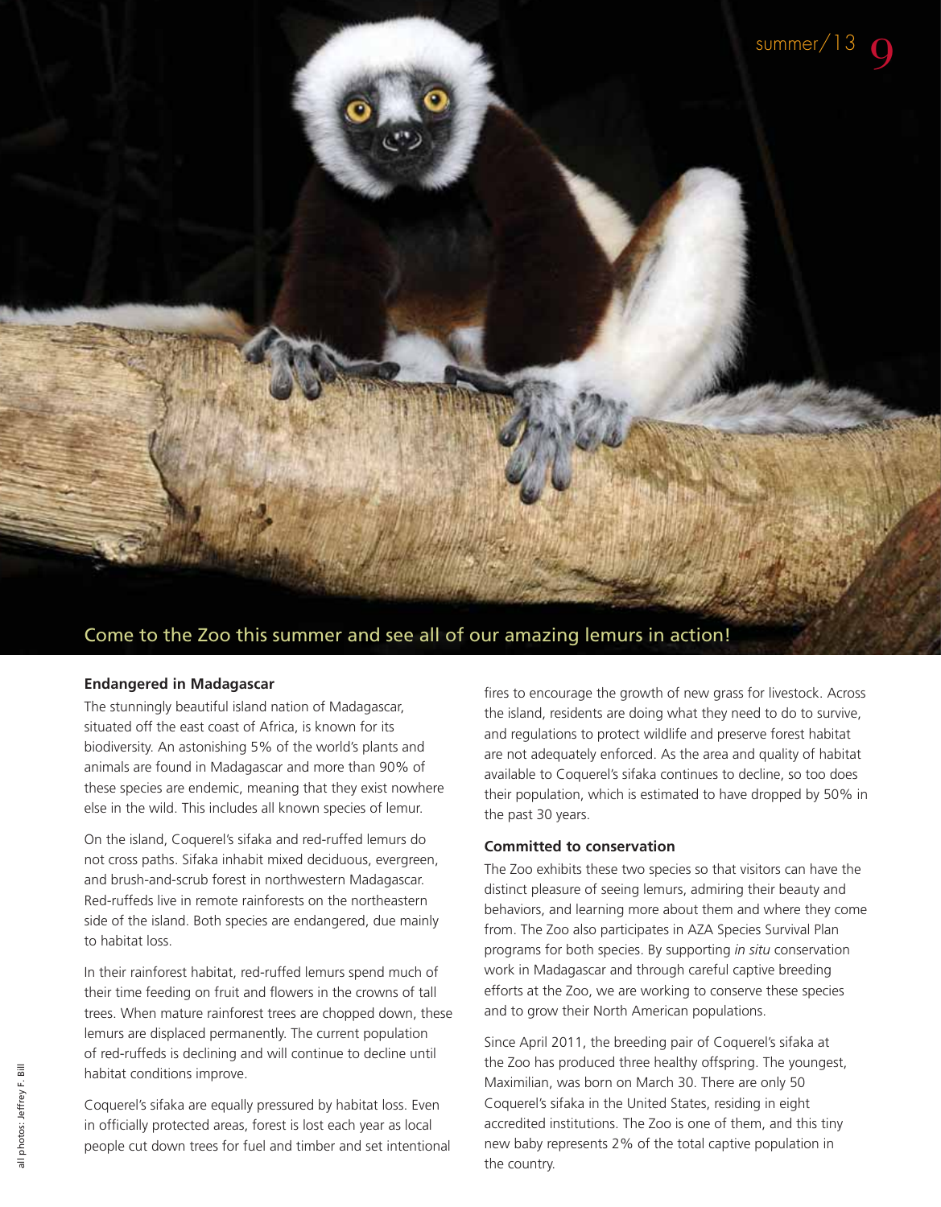Come to the Zoo this summer and see all of our amazing lemurs in action!

**Endangered in Madagascar**

The stunningly beautiful island nation of Madagascar, situated off the east coast of Africa, is known for its biodiversity. An astonishing 5% of the world's plants and animals are found in Madagascar and more than 90% of these species are endemic, meaning that they exist nowhere else in the wild. This includes all known species of lemur.

On the island, Coquerel's sifaka and red-ruffed lemurs do not cross paths. Sifaka inhabit mixed deciduous, evergreen, and brush-and-scrub forest in northwestern Madagascar. Red-ruffeds live in remote rainforests on the northeastern side of the island. Both species are endangered, due mainly to habitat loss.

In their rainforest habitat, red-ruffed lemurs spend much of their time feeding on fruit and flowers in the crowns of tall trees. When mature rainforest trees are chopped down, these lemurs are displaced permanently. The current population of red-ruffeds is declining and will continue to decline until habitat conditions improve.

Coquerel's sifaka are equally pressured by habitat loss. Even in officially protected areas, forest is lost each year as local people cut down trees for fuel and timber and set intentional fires to encourage the growth of new grass for livestock. Across the island, residents are doing what they need to do to survive, and regulations to protect wildlife and preserve forest habitat are not adequately enforced. As the area and quality of habitat available to Coquerel's sifaka continues to decline, so too does their population, which is estimated to have dropped by 50% in the past 30 years.

**Committed to conservation**

The Zoo exhibits these two species so that visitors can have the distinct pleasure of seeing lemurs, admiring their beauty and behaviors, and learning more about them and where they come from. The Zoo also participates in AZA Species Survival Plan programs for both species. By supporting *in situ* conservation work in Madagascar and through careful captive breeding efforts at the Zoo, we are working to conserve these species and to grow their North American populations.

Since April 2011, the breeding pair of Coquerel's sifaka at the Zoo has produced three healthy offspring. The youngest, Maximilian, was born on March 30. There are only 50 Coquerel's sifaka in the United States, residing in eight accredited institutions. The Zoo is one of them, and this tiny new baby represents 2% of the total captive population in the country.

all photos: Jeffrey F. Bill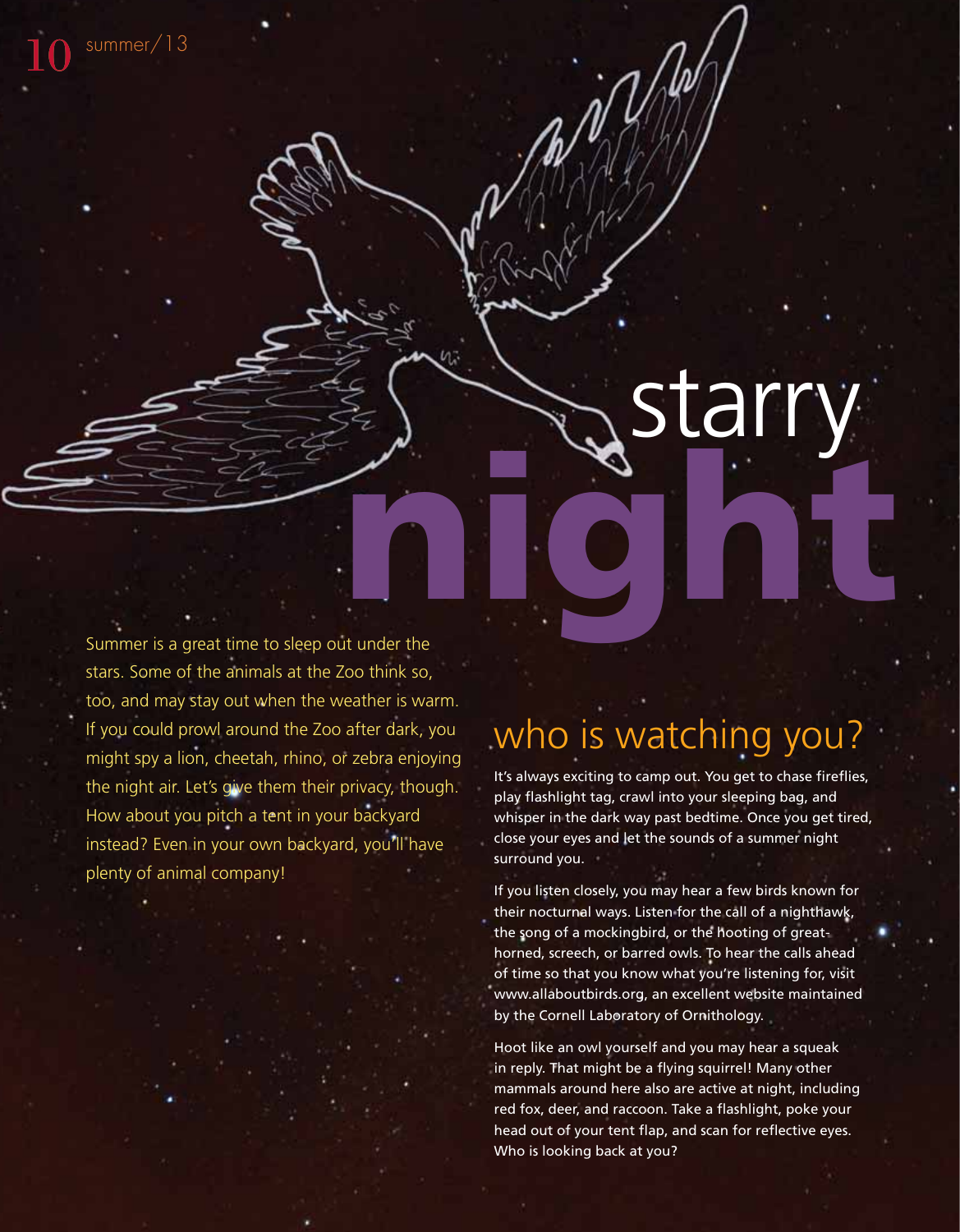# starry night

Summer is a great time to sleep out under the stars. Some of the animals at the Zoo think so, too, and may stay out when the weather is warm. If you could prowl around the Zoo after dark, you might spy a lion, cheetah, rhino, or zebra enjoying the night air. Let's give them their privacy, though. How about you pitch a tent in your backyard instead? Even in your own backyard, you'll have plenty of animal company!

## who is watching you?

It's always exciting to camp out. You get to chase fireflies, play flashlight tag, crawl into your sleeping bag, and whisper in the dark way past bedtime. Once you get tired, close your eyes and let the sounds of a summer night surround you.

If you listen closely, you may hear a few birds known for their nocturnal ways. Listen for the call of a nighthawk, the song of a mockingbird, or the hooting of great-horned, screech, or barred owls. To hear the calls ahead of time so that you know what you're listening for, visit www.allaboutbirds.org, an excellent website maintained by the Cornell Laboratory of Ornithology.

Hoot like an owl yourself and you may hear a squeak in reply. That might be a flying squirrel! Many other mammals around here also are active at night, including red fox, deer, and raccoon. Take a flashlight, poke your head out of your tent flap, and scan for reflective eyes. Who is looking back at you?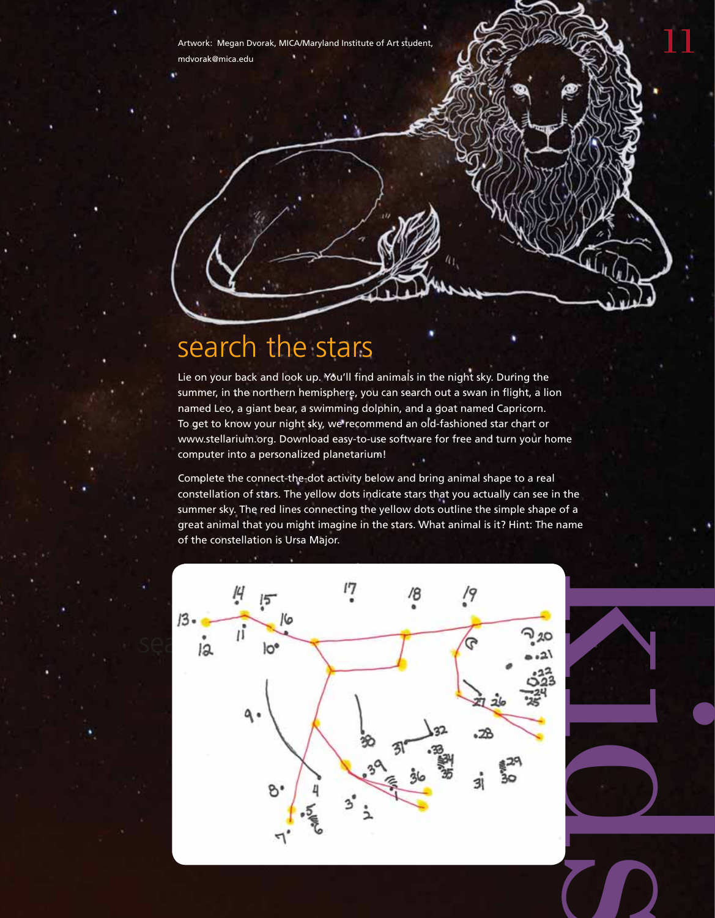Artwork: Megan Dvorak, MICA/Maryland Institute of Art student, mdvorak@mica.edu

## search the stars

Lie on your back and look up. You'll find animals in the night sky. During the summer, in the northern hemisphere, you can search out a swan in flight, a lion named Leo, a giant bear, a swimming dolphin, and a goat named Capricorn. To get to know your night sky, we recommend an old-fashioned star chart or www.stellarium.org. Download easy-to-use software for free and turn your home computer into a personalized planetarium!

Complete the connect-the-dot activity below and bring animal shape to a real constellation of stars. The yellow dots indicate stars that you actually can see in the summer sky. The red lines connecting the yellow dots outline the simple shape of a great animal that you might imagine in the stars. What animal is it? Hint: The name of the constellation is Ursa Major.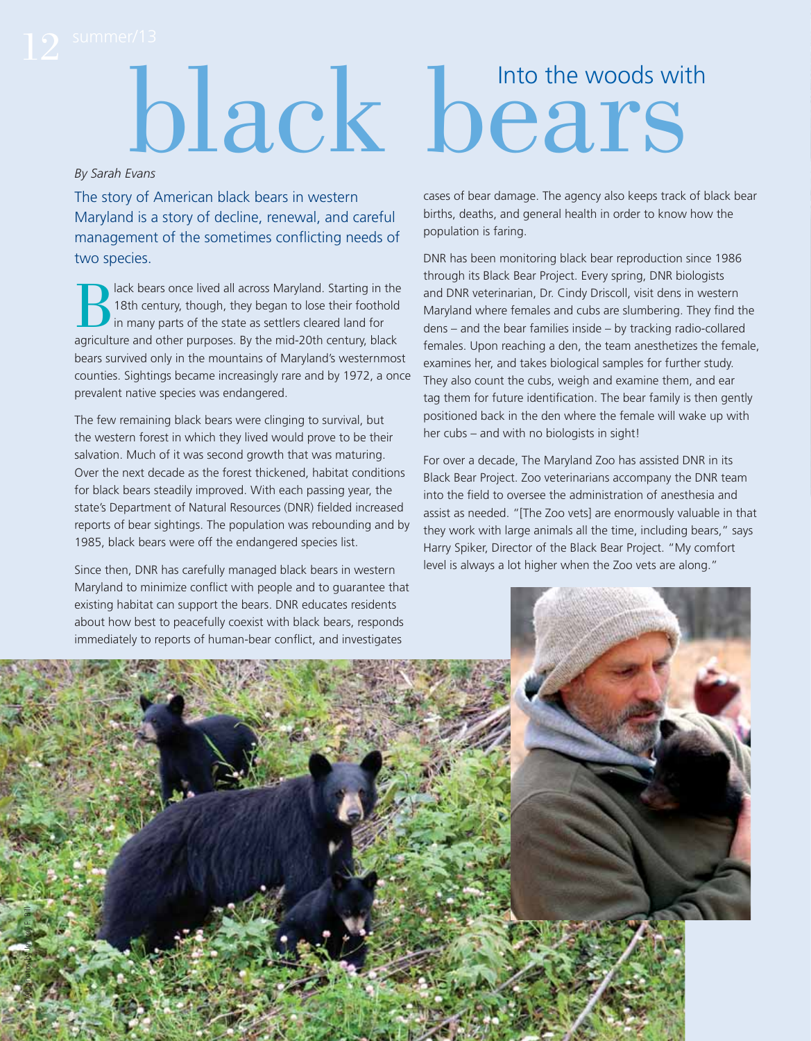# Into the woods with black bears

*By Sarah Evans*

The story of American black bears in western Maryland is a story of decline, renewal, and careful management of the sometimes conflicting needs of two species.

Black bears once lived all across Maryland. Starting in the 18th century, though, they began to lose their foothold in many parts of the state as settlers cleared land for agriculture and other purposes. By the mid-20th century, black bears survived only in the mountains of Maryland's westernmost counties. Sightings became increasingly rare and by 1972, a once prevalent native species was endangered.

The few remaining black bears were clinging to survival, but the western forest in which they lived would prove to be their salvation. Much of it was second growth that was maturing. Over the next decade as the forest thickened, habitat conditions for black bears steadily improved. With each passing year, the state's Department of Natural Resources (DNR) fielded increased reports of bear sightings. The population was rebounding and by 1985, black bears were off the endangered species list.

Since then, DNR has carefully managed black bears in western Maryland to minimize conflict with people and to guarantee that existing habitat can support the bears. DNR educates residents about how best to peacefully coexist with black bears, responds immediately to reports of human-bear conflict, and investigates cases of bear damage. The agency also keeps track of black bear births, deaths, and general health in order to know how the population is faring.

DNR has been monitoring black bear reproduction since 1986 through its Black Bear Project. Every spring, DNR biologists and DNR veterinarian, Dr. Cindy Driscoll, visit dens in western Maryland where females and cubs are slumbering. They find the dens – and the bear families inside – by tracking radio-collared females. Upon reaching a den, the team anesthetizes the female, examines her, and takes biological samples for further study. They also count the cubs, weigh and examine them, and ear tag them for future identification. The bear family is then gently positioned back in the den where the female will wake up with her cubs – and with no biologists in sight!

For over a decade, The Maryland Zoo has assisted DNR in its Black Bear Project. Zoo veterinarians accompany the DNR team into the field to oversee the administration of anesthesia and assist as needed. "[The Zoo vets] are enormously valuable in that they work with large animals all the time, including bears," says Harry Spiker, Director of the Black Bear Project. "My comfort level is always a lot higher when the Zoo vets are along."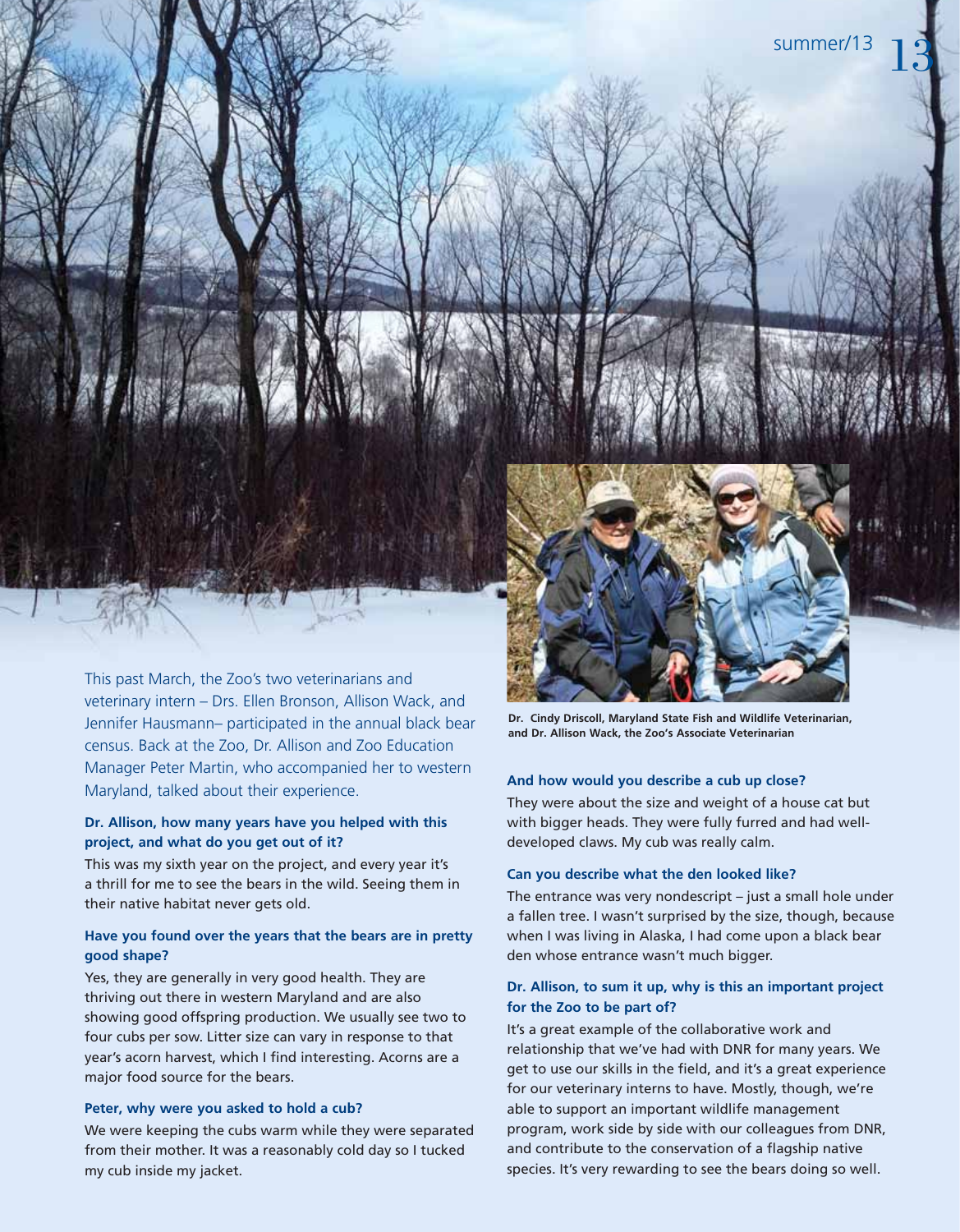This past March, the Zoo's two veterinarians and veterinary intern – Drs. Ellen Bronson, Allison Wack, and Jennifer Hausmann– participated in the annual black bear census. Back at the Zoo, Dr. Allison and Zoo Education Manager Peter Martin, who accompanied her to western Maryland, talked about their experience.

**Dr. Allison, how many years have you helped with this project, and what do you get out of it?**

This was my sixth year on the project, and every year it's a thrill for me to see the bears in the wild. Seeing them in their native habitat never gets old.

**Have you found over the years that the bears are in pretty good shape?**

Yes, they are generally in very good health. They are thriving out there in western Maryland and are also showing good offspring production. We usually see two to four cubs per sow. Litter size can vary in response to that year's acorn harvest, which I find interesting. Acorns are a major food source for the bears.

**Peter, why were you asked to hold a cub?**

We were keeping the cubs warm while they were separated from their mother. It was a reasonably cold day so I tucked my cub inside my jacket.

**Dr. Cindy Driscoll, Maryland State Fish and Wildlife Veterinarian, and Dr. Allison Wack, the Zoo's Associate Veterinarian**

**And how would you describe a cub up close?**

They were about the size and weight of a house cat but with bigger heads. They were fully furred and had well-developed claws. My cub was really calm.

**Can you describe what the den looked like?**

The entrance was very nondescript – just a small hole under a fallen tree. I wasn't surprised by the size, though, because when I was living in Alaska, I had come upon a black bear den whose entrance wasn't much bigger.

**Dr. Allison, to sum it up, why is this an important project for the Zoo to be part of?**

It's a great example of the collaborative work and relationship that we've had with DNR for many years. We get to use our skills in the field, and it's a great experience for our veterinary interns to have. Mostly, though, we're able to support an important wildlife management program, work side by side with our colleagues from DNR, and contribute to the conservation of a flagship native species. It's very rewarding to see the bears doing so well.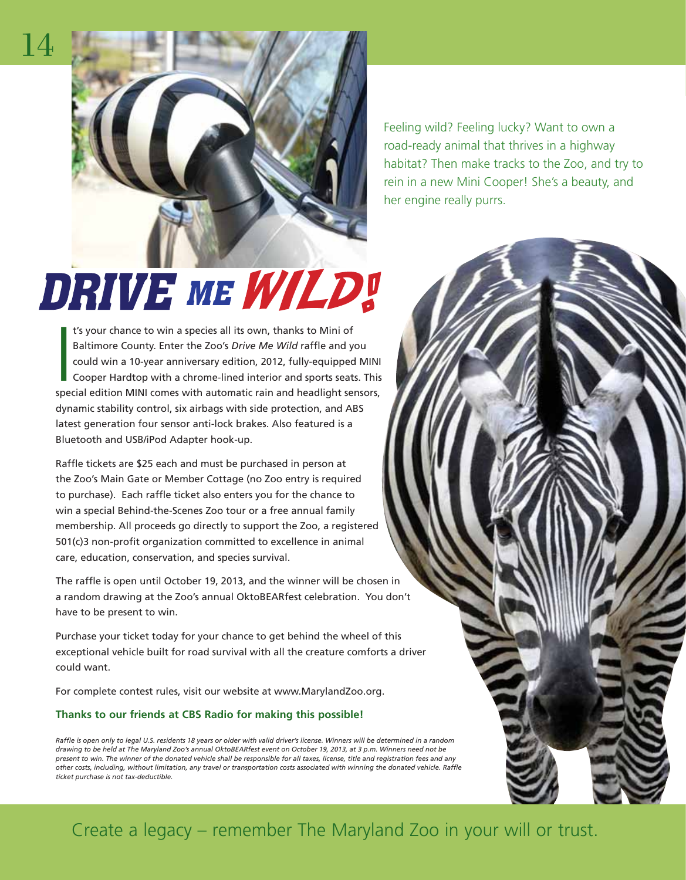Feeling wild? Feeling lucky? Want to own a road-ready animal that thrives in a highway habitat? Then make tracks to the Zoo, and try to rein in a new Mini Cooper! She's a beauty, and her engine really purrs.

# DRIVE ME WILD!

It's your chance to win a species all its own, thanks to Mini of Baltimore County. Enter the Zoo's *Drive Me Wild* raffle and you could win a 10-year anniversary edition, 2012, fully-equipped MINI Cooper Hardtop with a chrome-lined interior and sports seats. This special edition MINI comes with automatic rain and headlight sensors, dynamic stability control, six airbags with side protection, and ABS latest generation four sensor anti-lock brakes. Also featured is a Bluetooth and USB/iPod Adapter hook-up.

Raffle tickets are $25 each and must be purchased in person at the Zoo's Main Gate or Member Cottage (no Zoo entry is required to purchase). Each raffle ticket also enters you for the chance to win a special Behind-the-Scenes Zoo tour or a free annual family membership. All proceeds go directly to support the Zoo, a registered 501(c)3 non-profit organization committed to excellence in animal care, education, conservation, and species survival.

The raffle is open until October 19, 2013, and the winner will be chosen in a random drawing at the Zoo's annual OktoBEARfest celebration. You don't have to be present to win.

Purchase your ticket today for your chance to get behind the wheel of this exceptional vehicle built for road survival with all the creature comforts a driver could want.

For complete contest rules, visit our website at www.MarylandZoo.org.

**Thanks to our friends at CBS Radio for making this possible!**

*Raffle is open only to legal U.S. residents 18 years or older with valid driver's license. Winners will be determined in a random drawing to be held at The Maryland Zoo's annual OktoBEARfest event on October 19, 2013, at 3 p.m. Winners need not be present to win. The winner of the donated vehicle shall be responsible for all taxes, license, title and registration fees and any other costs, including, without limitation, any travel or transportation costs associated with winning the donated vehicle. Raffle ticket purchase is not tax-deductible.*

Create a legacy – remember The Maryland Zoo in your will or trust.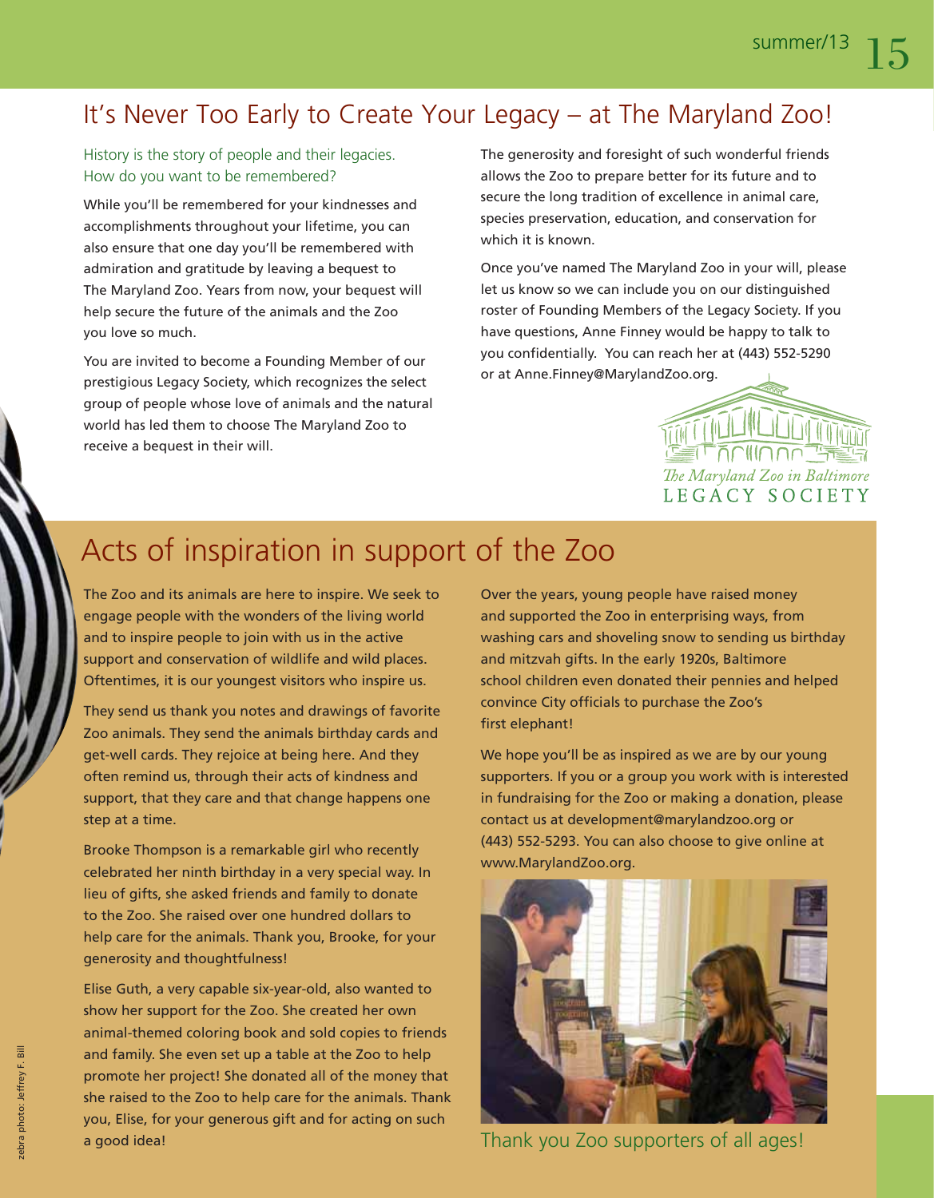## It's Never Too Early to Create Your Legacy – at The Maryland Zoo!

History is the story of people and their legacies. How do you want to be remembered?

While you'll be remembered for your kindnesses and accomplishments throughout your lifetime, you can also ensure that one day you'll be remembered with admiration and gratitude by leaving a bequest to The Maryland Zoo. Years from now, your bequest will help secure the future of the animals and the Zoo you love so much.

You are invited to become a Founding Member of our prestigious Legacy Society, which recognizes the select group of people whose love of animals and the natural world has led them to choose The Maryland Zoo to receive a bequest in their will.

The generosity and foresight of such wonderful friends allows the Zoo to prepare better for its future and to secure the long tradition of excellence in animal care, species preservation, education, and conservation for which it is known.

Once you've named The Maryland Zoo in your will, please let us know so we can include you on our distinguished roster of Founding Members of the Legacy Society. If you have questions, Anne Finney would be happy to talk to you confidentially. You can reach her at (443) 552-5290 or at Anne.Finney@MarylandZoo.org.

*The Maryland Zoo in Baltimore*
LEGACY SOCIETY

## Acts of inspiration in support of the Zoo

The Zoo and its animals are here to inspire. We seek to engage people with the wonders of the living world and to inspire people to join with us in the active support and conservation of wildlife and wild places. Oftentimes, it is our youngest visitors who inspire us.

They send us thank you notes and drawings of favorite Zoo animals. They send the animals birthday cards and get-well cards. They rejoice at being here. And they often remind us, through their acts of kindness and support, that they care and that change happens one step at a time.

Brooke Thompson is a remarkable girl who recently celebrated her ninth birthday in a very special way. In lieu of gifts, she asked friends and family to donate to the Zoo. She raised over one hundred dollars to help care for the animals. Thank you, Brooke, for your generosity and thoughtfulness!

Elise Guth, a very capable six-year-old, also wanted to show her support for the Zoo. She created her own animal-themed coloring book and sold copies to friends and family. She even set up a table at the Zoo to help promote her project! She donated all of the money that she raised to the Zoo to help care for the animals. Thank you, Elise, for your generous gift and for acting on such a good idea!

Over the years, young people have raised money and supported the Zoo in enterprising ways, from washing cars and shoveling snow to sending us birthday and mitzvah gifts. In the early 1920s, Baltimore school children even donated their pennies and helped convince City officials to purchase the Zoo's first elephant!

We hope you'll be as inspired as we are by our young supporters. If you or a group you work with is interested in fundraising for the Zoo or making a donation, please contact us at development@marylandzoo.org or (443) 552-5293. You can also choose to give online at www.MarylandZoo.org.

Thank you Zoo supporters of all ages!

zebra photo: Jeffrey F. Bill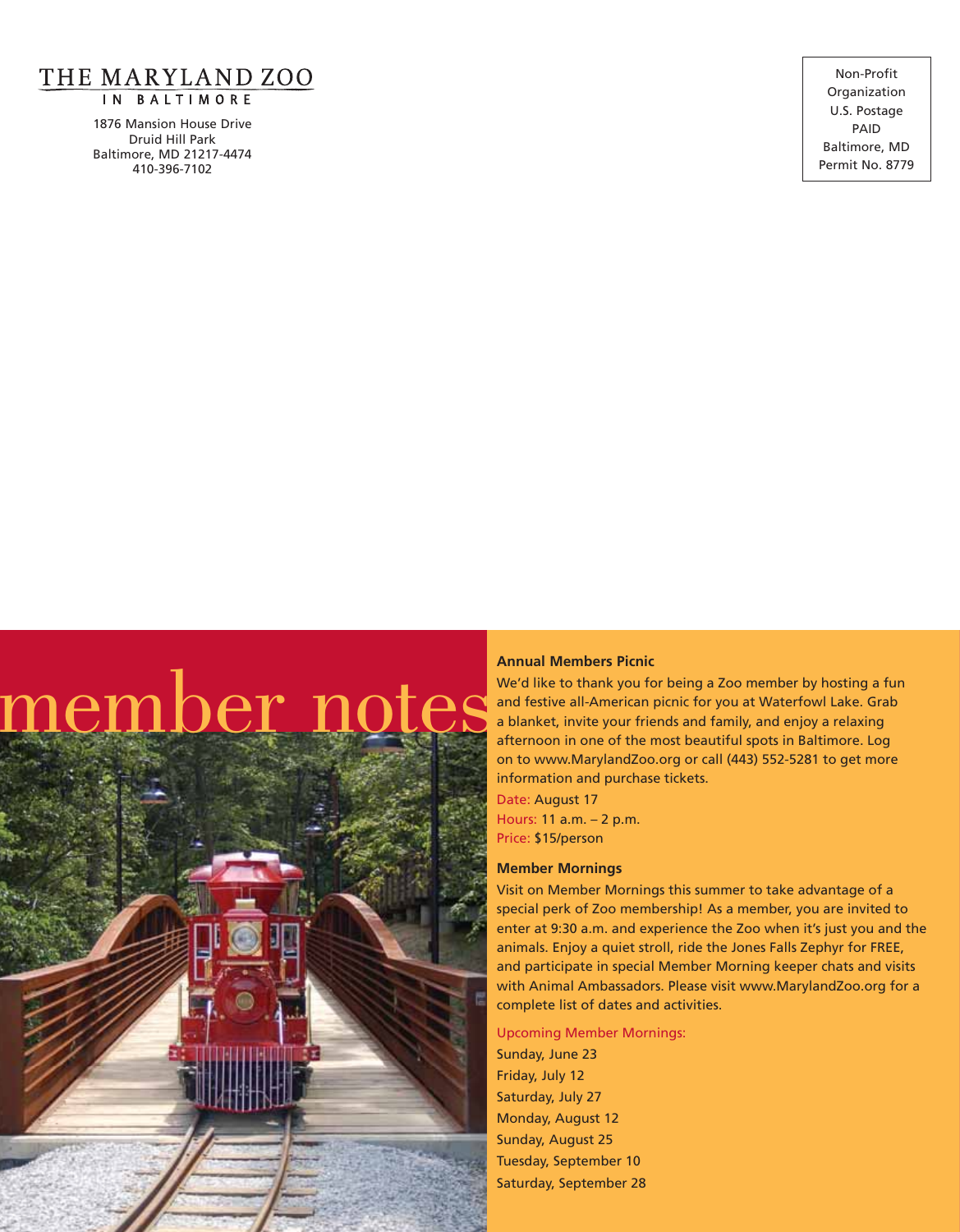THE MARYLAND ZOO
IN BALTIMORE

1876 Mansion House Drive
Druid Hill Park
Baltimore, MD 21217-4474
410-396-7102

Non-Profit
Organization
U.S. Postage
PAID
Baltimore, MD
Permit No. 8779

# member notes

### Annual Members Picnic

We'd like to thank you for being a Zoo member by hosting a fun and festive all-American picnic for you at Waterfowl Lake. Grab a blanket, invite your friends and family, and enjoy a relaxing afternoon in one of the most beautiful spots in Baltimore. Log on to www.MarylandZoo.org or call (443) 552-5281 to get more information and purchase tickets.

Date: August 17
Hours: 11 a.m. – 2 p.m.
Price: $15/person

### Member Mornings

Visit on Member Mornings this summer to take advantage of a special perk of Zoo membership! As a member, you are invited to enter at 9:30 a.m. and experience the Zoo when it's just you and the animals. Enjoy a quiet stroll, ride the Jones Falls Zephyr for FREE, and participate in special Member Morning keeper chats and visits with Animal Ambassadors. Please visit www.MarylandZoo.org for a complete list of dates and activities.

Upcoming Member Mornings:

Sunday, June 23
Friday, July 12
Saturday, July 27
Monday, August 12
Sunday, August 25
Tuesday, September 10
Saturday, September 28